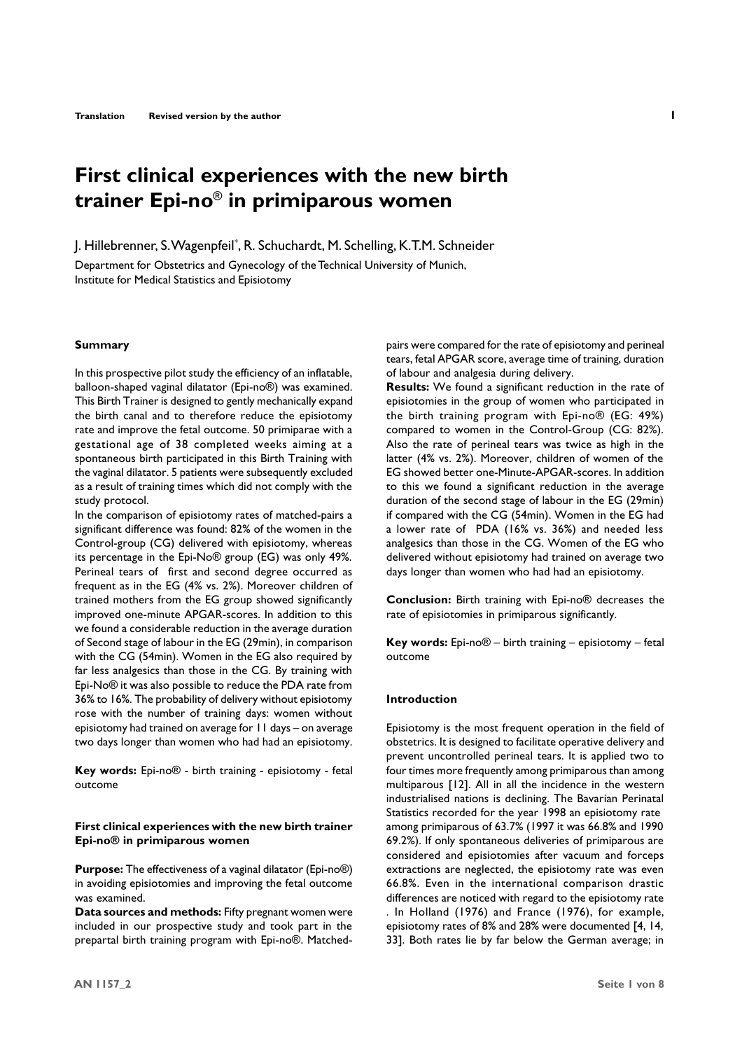**Translation    Revised version by the author**

# First clinical experiences with the new birth trainer Epi-no® in primiparous women

J. Hillebrenner, S. Wagenpfeil[*], R. Schuchardt, M. Schelling, K.T.M. Schneider

Department for Obstetrics and Gynecology of the Technical University of Munich, Institute for Medical Statistics and Episiotomy

#### Summary

In this prospective pilot study the efficiency of an inflatable, balloon-shaped vaginal dilatator (Epi-no®) was examined. This Birth Trainer is designed to gently mechanically expand the birth canal and to therefore reduce the episiotomy rate and improve the fetal outcome. 50 primiparae with a gestational age of 38 completed weeks aiming at a spontaneous birth participated in this Birth Training with the vaginal dilatator. 5 patients were subsequently excluded as a result of training times which did not comply with the study protocol.

In the comparison of episiotomy rates of matched-pairs a significant difference was found: 82% of the women in the Control-group (CG) delivered with episiotomy, whereas its percentage in the Epi-No® group (EG) was only 49%. Perineal tears of first and second degree occurred as frequent as in the EG (4% vs. 2%). Moreover children of trained mothers from the EG group showed significantly improved one-minute APGAR-scores. In addition to this we found a considerable reduction in the average duration of Second stage of labour in the EG (29min), in comparison with the CG (54min). Women in the EG also required by far less analgesics than those in the CG. By training with Epi-No® it was also possible to reduce the PDA rate from 36% to 16%. The probability of delivery without episiotomy rose with the number of training days: women without episiotomy had trained on average for 11 days – on average two days longer than women who had had an episiotomy.

**Key words:** Epi-no® - birth training - episiotomy - fetal outcome

#### First clinical experiences with the new birth trainer Epi-no® in primiparous women

**Purpose:** The effectiveness of a vaginal dilatator (Epi-no®) in avoiding episiotomies and improving the fetal outcome was examined.

**Data sources and methods:** Fifty pregnant women were included in our prospective study and took part in the prepartal birth training program with Epi-no®. Matched-pairs were compared for the rate of episiotomy and perineal tears, fetal APGAR score, average time of training, duration of labour and analgesia during delivery.

**Results:** We found a significant reduction in the rate of episiotomies in the group of women who participated in the birth training program with Epi-no® (EG: 49%) compared to women in the Control-Group (CG: 82%). Also the rate of perineal tears was twice as high in the latter (4% vs. 2%). Moreover, children of women of the EG showed better one-Minute-APGAR-scores. In addition to this we found a significant reduction in the average duration of the second stage of labour in the EG (29min) if compared with the CG (54min). Women in the EG had a lower rate of PDA (16% vs. 36%) and needed less analgesics than those in the CG. Women of the EG who delivered without episiotomy had trained on average two days longer than women who had had an episiotomy.

**Conclusion:** Birth training with Epi-no® decreases the rate of episiotomies in primiparous significantly.

**Key words:** Epi-no® – birth training – episiotomy – fetal outcome

#### Introduction

Episiotomy is the most frequent operation in the field of obstetrics. It is designed to facilitate operative delivery and prevent uncontrolled perineal tears. It is applied two to four times more frequently among primiparous than among multiparous [12]. All in all the incidence in the western industrialised nations is declining. The Bavarian Perinatal Statistics recorded for the year 1998 an episiotomy rate among primiparous of 63.7% (1997 it was 66.8% and 1990 69.2%). If only spontaneous deliveries of primiparous are considered and episiotomies after vacuum and forceps extractions are neglected, the episiotomy rate was even 66.8%. Even in the international comparison drastic differences are noticed with regard to the episiotomy rate . In Holland (1976) and France (1976), for example, episiotomy rates of 8% and 28% were documented [4, 14, 33]. Both rates lie by far below the German average; in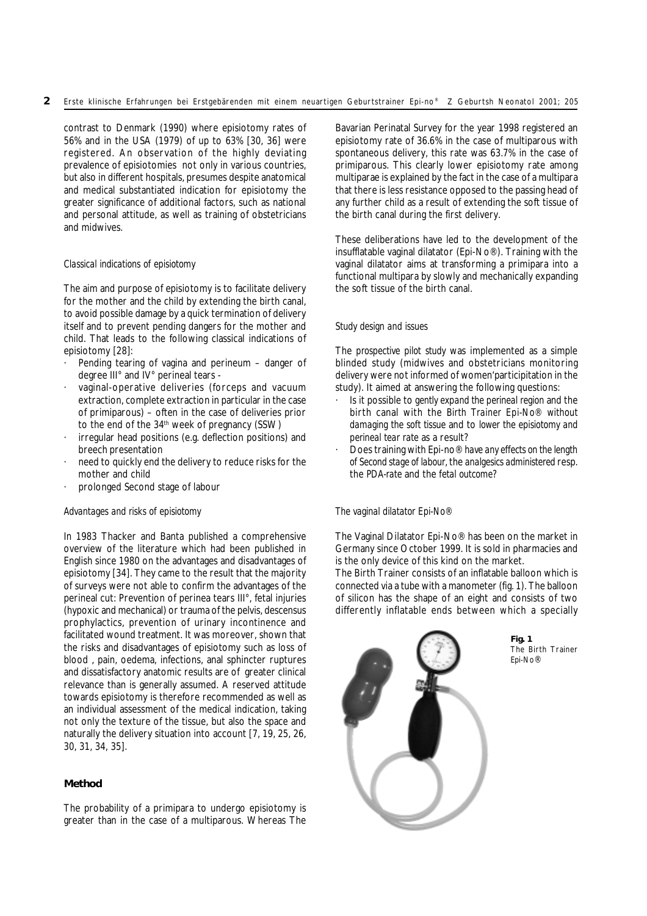contrast to Denmark (1990) where episiotomy rates of 56% and in the USA (1979) of up to 63% [30, 36] were registered. An observation of the highly deviating prevalence of episiotomies not only in various countries, but also in different hospitals, presumes despite anatomical and medical substantiated indication for episiotomy the greater significance of additional factors, such as national and personal attitude, as well as training of obstetricians and midwives.

*Classical indications of episiotomy*

The aim and purpose of episiotomy is to facilitate delivery for the mother and the child by extending the birth canal, to avoid possible damage by a quick termination of delivery itself and to prevent pending dangers for the mother and child. That leads to the following classical indications of episiotomy [28]:

- Pending tearing of vagina and perineum – danger of degree III° and IV° perineal tears -
- vaginal-operative deliveries (forceps and vacuum extraction, complete extraction in particular in the case of primiparous) – often in the case of deliveries prior to the end of the 34th week of pregnancy (SSW)
- irregular head positions (e.g. deflection positions) and breech presentation
- need to quickly end the delivery to reduce risks for the mother and child
- prolonged Second stage of labour

*Advantages and risks of episiotomy*

In 1983 Thacker and Banta published a comprehensive overview of the literature which had been published in English since 1980 on the advantages and disadvantages of episiotomy [34]. They came to the result that the majority of surveys were not able to confirm the advantages of the perineal cut: Prevention of perinea tears III°, fetal injuries (hypoxic and mechanical) or trauma of the pelvis, descensus prophylactics, prevention of urinary incontinence and facilitated wound treatment. It was moreover, shown that the risks and disadvantages of episiotomy such as loss of blood , pain, oedema, infections, anal sphincter ruptures and dissatisfactory anatomic results are of greater clinical relevance than is generally assumed. A reserved attitude towards episiotomy is therefore recommended as well as an individual assessment of the medical indication, taking not only the texture of the tissue, but also the space and naturally the delivery situation into account [7, 19, 25, 26, 30, 31, 34, 35].

## Method

The probability of a primipara to undergo episiotomy is greater than in the case of a multiparous. Whereas The Bavarian Perinatal Survey for the year 1998 registered an episiotomy rate of 36.6% in the case of multiparous with spontaneous delivery, this rate was 63.7% in the case of primiparous. This clearly lower episiotomy rate among multiparae is explained by the fact in the case of a multipara that there is less resistance opposed to the passing head of any further child as a result of extending the soft tissue of the birth canal during the first delivery.

These deliberations have led to the development of the insufflatable vaginal dilatator (Epi-No®). Training with the vaginal dilatator aims at transforming a primipara into a functional multipara by slowly and mechanically expanding the soft tissue of the birth canal.

*Study design and issues*

The prospective pilot study was implemented as a simple blinded study (midwives and obstetricians monitoring delivery were not informed of women'participitation in the study). It aimed at answering the following questions:

- *Is it possible to gently expand the perineal region and the birth canal with the Birth Trainer Epi-No® without damaging the soft tissue and to lower the episiotomy and perineal tear rate as a result?*
- *Does training with Epi-no® have any effects on the length of Second stage of labour, the analgesics administered resp. the PDA-rate and the fetal outcome?*

*The vaginal dilatator Epi-No®*

The Vaginal Dilatator Epi-No® has been on the market in Germany since October 1999. It is sold in pharmacies and is the only device of this kind on the market.

The Birth Trainer consists of an inflatable balloon which is connected via a tube with a manometer (fig. 1). The balloon of silicon has the shape of an eight and consists of two differently inflatable ends between which a specially

**Fig. 1** The Birth Trainer Epi-No®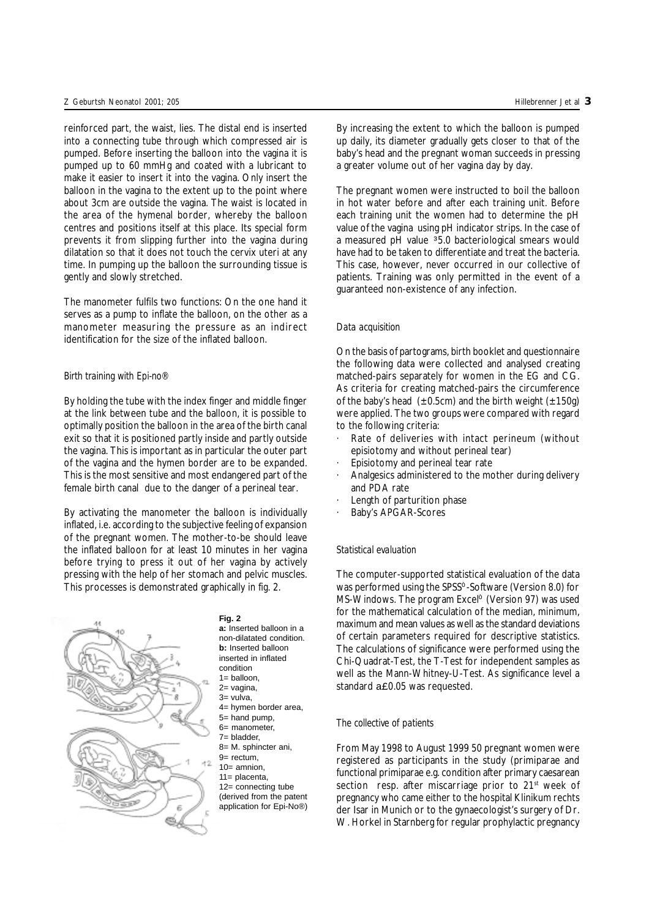reinforced part, the waist, lies. The distal end is inserted into a connecting tube through which compressed air is pumped. Before inserting the balloon into the vagina it is pumped up to 60 mmHg and coated with a lubricant to make it easier to insert it into the vagina. Only insert the balloon in the vagina to the extent up to the point where about 3cm are outside the vagina. The waist is located in the area of the hymenal border, whereby the balloon centres and positions itself at this place. Its special form prevents it from slipping further into the vagina during dilatation so that it does not touch the cervix uteri at any time. In pumping up the balloon the surrounding tissue is gently and slowly stretched.

The manometer fulfils two functions: On the one hand it serves as a pump to inflate the balloon, on the other as a manometer measuring the pressure as an indirect identification for the size of the inflated balloon.

*Birth training with Epi-no®*

By holding the tube with the index finger and middle finger at the link between tube and the balloon, it is possible to optimally position the balloon in the area of the birth canal exit so that it is positioned partly inside and partly outside the vagina. This is important as in particular the outer part of the vagina and the hymen border are to be expanded. This is the most sensitive and most endangered part of the female birth canal due to the danger of a perineal tear.

By activating the manometer the balloon is individually inflated, i.e. according to the subjective feeling of expansion of the pregnant women. The mother-to-be should leave the inflated balloon for at least 10 minutes in her vagina before trying to press it out of her vagina by actively pressing with the help of her stomach and pelvic muscles. This processes is demonstrated graphically in fig. 2.

**Fig. 2**
**a:** Inserted balloon in a non-dilatated condition.
**b:** Inserted balloon inserted in inflated condition
1= balloon,
2= vagina,
3= vulva,
4= hymen border area,
5= hand pump,
6= manometer,
7= bladder,
8= M. sphincter ani,
9= rectum,
10= amnion,
11= placenta,
12= connecting tube
(derived from the patent application for Epi-No®)

By increasing the extent to which the balloon is pumped up daily, its diameter gradually gets closer to that of the baby's head and the pregnant woman succeeds in pressing a greater volume out of her vagina day by day.

The pregnant women were instructed to boil the balloon in hot water before and after each training unit. Before each training unit the women had to determine the pH value of the vagina using pH indicator strips. In the case of a measured pH value ³5.0 bacteriological smears would have had to be taken to differentiate and treat the bacteria. This case, however, never occurred in our collective of patients. Training was only permitted in the event of a guaranteed non-existence of any infection.

*Data acquisition*

On the basis of partograms, birth booklet and questionnaire the following data were collected and analysed creating matched-pairs separately for women in the EG and CG. As criteria for creating matched-pairs the circumference of the baby's head (±0.5cm) and the birth weight (±150g) were applied. The two groups were compared with regard to the following criteria:

- Rate of deliveries with intact perineum (without episiotomy and without perineal tear)
- Episiotomy and perineal tear rate
- Analgesics administered to the mother during delivery and PDA rate
- Length of parturition phase
- Baby's APGAR-Scores

*Statistical evaluation*

The computer-supported statistical evaluation of the data was performed using the SPSS©-Software (Version 8.0) for MS-Windows. The program Excel© (Version 97) was used for the mathematical calculation of the median, minimum, maximum and mean values as well as the standard deviations of certain parameters required for descriptive statistics. The calculations of significance were performed using the Chi-Quadrat-Test, the T-Test for independent samples as well as the Mann-Whitney-U-Test. As significance level a standard a£0.05 was requested.

*The collective of patients*

From May 1998 to August 1999 50 pregnant women were registered as participants in the study (primiparae and functional primiparae e.g. condition after primary caesarean section resp. after miscarriage prior to 21st week of pregnancy who came either to the hospital Klinikum rechts der Isar in Munich or to the gynaecologist's surgery of Dr. W. Horkel in Starnberg for regular prophylactic pregnancy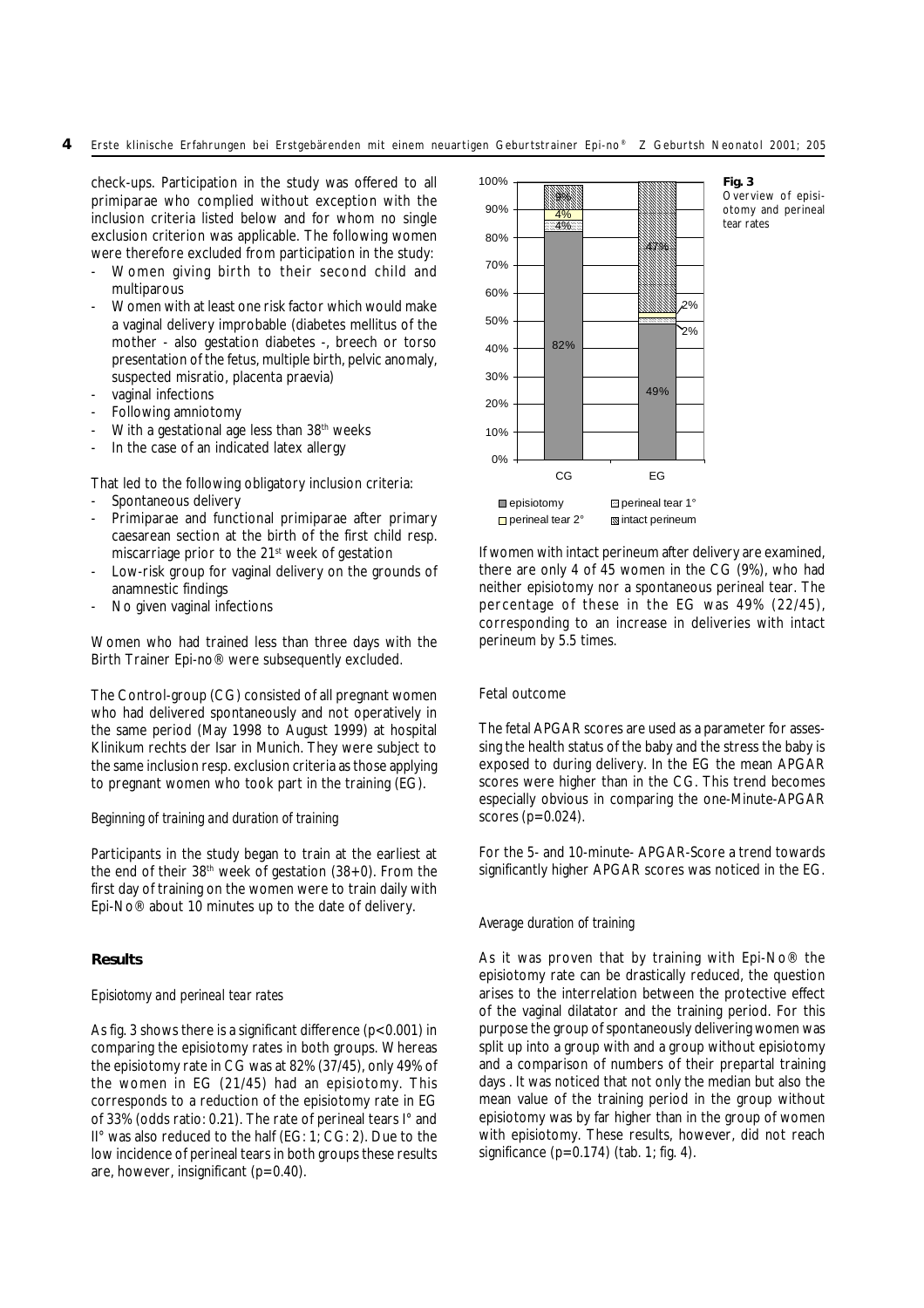check-ups. Participation in the study was offered to all primiparae who complied without exception with the inclusion criteria listed below and for whom no single exclusion criterion was applicable. The following women were therefore excluded from participation in the study:

- Women giving birth to their second child and multiparous
- Women with at least one risk factor which would make a vaginal delivery improbable (diabetes mellitus of the mother - also gestation diabetes -, breech or torso presentation of the fetus, multiple birth, pelvic anomaly, suspected misratio, placenta praevia)
- vaginal infections
- Following amniotomy
- With a gestational age less than 38th weeks
- In the case of an indicated latex allergy

That led to the following obligatory inclusion criteria:

- Spontaneous delivery
- Primiparae and functional primiparae after primary caesarean section at the birth of the first child resp. miscarriage prior to the 21st week of gestation
- Low-risk group for vaginal delivery on the grounds of anamnestic findings
- No given vaginal infections

Women who had trained less than three days with the Birth Trainer Epi-no® were subsequently excluded.

The Control-group (CG) consisted of all pregnant women who had delivered spontaneously and not operatively in the same period (May 1998 to August 1999) at hospital Klinikum rechts der Isar in Munich. They were subject to the same inclusion resp. exclusion criteria as those applying to pregnant women who took part in the training (EG).

*Beginning of training and duration of training*

Participants in the study began to train at the earliest at the end of their 38th week of gestation (38+0). From the first day of training on the women were to train daily with Epi-No® about 10 minutes up to the date of delivery.

## Results

*Episiotomy and perineal tear rates*

As fig. 3 shows there is a significant difference ($p<0.001$) in comparing the episiotomy rates in both groups. Whereas the episiotomy rate in CG was at 82% (37/45), only 49% of the women in EG (21/45) had an episiotomy. This corresponds to a reduction of the episiotomy rate in EG of 33% (odds ratio: 0.21). The rate of perineal tears I° and II° was also reduced to the half (EG: 1; CG: 2). Due to the low incidence of perineal tears in both groups these results are, however, insignificant ($p=0.40$).

**Fig. 3** Overview of episiotomy and perineal tear rates

If women with intact perineum after delivery are examined, there are only 4 of 45 women in the CG (9%), who had neither episiotomy nor a spontaneous perineal tear. The percentage of these in the EG was 49% (22/45), corresponding to an increase in deliveries with intact perineum by 5.5 times.

*Fetal outcome*

The fetal APGAR scores are used as a parameter for assessing the health status of the baby and the stress the baby is exposed to during delivery. In the EG the mean APGAR scores were higher than in the CG. This trend becomes especially obvious in comparing the one-Minute-APGAR scores ($p=0.024$).

For the 5- and 10-minute- APGAR-Score a trend towards significantly higher APGAR scores was noticed in the EG.

*Average duration of training*

As it was proven that by training with Epi-No® the episiotomy rate can be drastically reduced, the question arises to the interrelation between the protective effect of the vaginal dilatator and the training period. For this purpose the group of spontaneously delivering women was split up into a group with and a group without episiotomy and a comparison of numbers of their prepartal training days . It was noticed that not only the median but also the mean value of the training period in the group without episiotomy was by far higher than in the group of women with episiotomy. These results, however, did not reach significance ($p=0.174$) (tab. 1; fig. 4).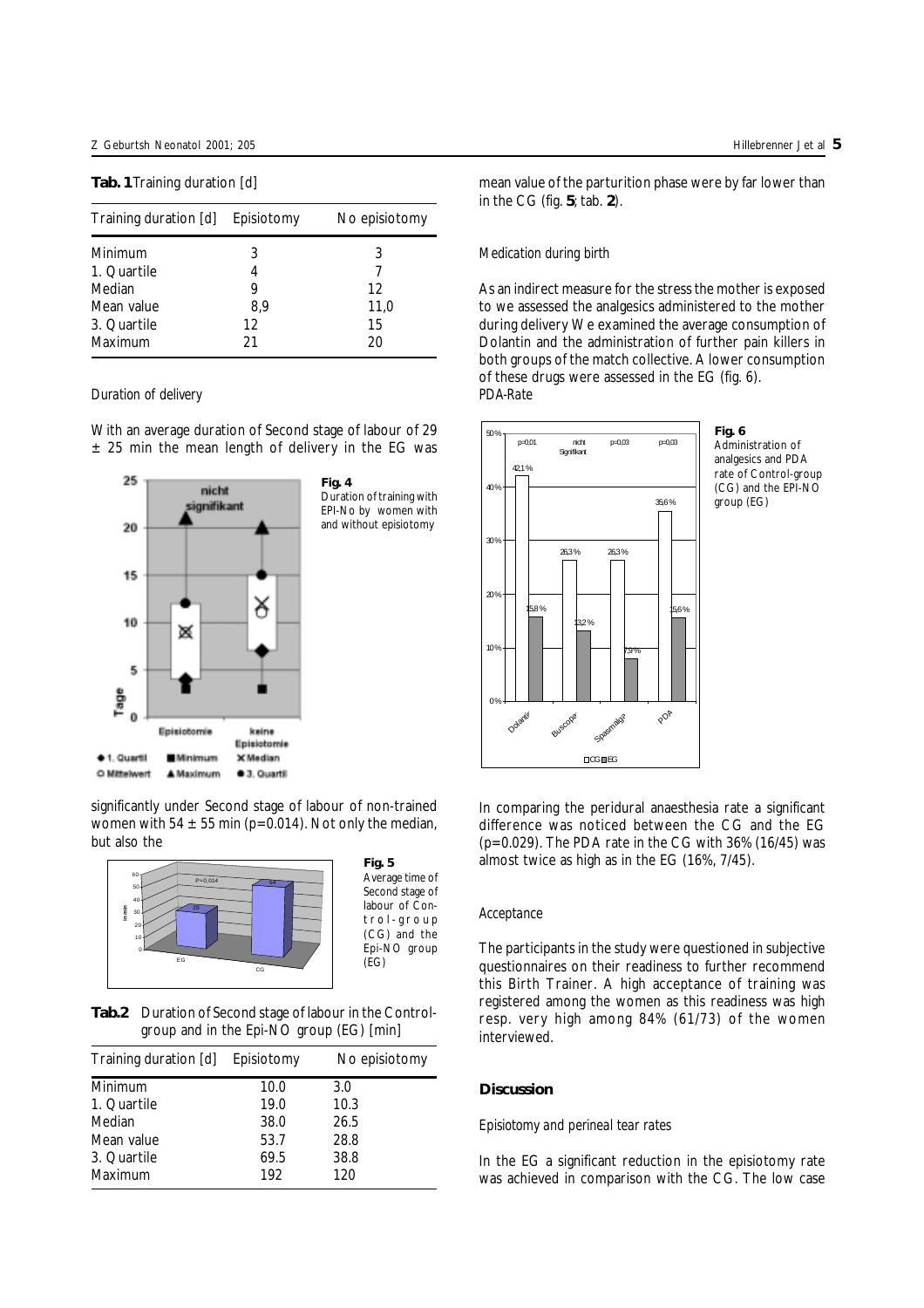**Tab. 1** Training duration [d]

| Training duration [d] | Episiotomy | No episiotomy |
|---|---|---|
| Minimum | 3 | 3 |
| 1. Quartile | 4 | 7 |
| Median | 9 | 12 |
| Mean value | 8,9 | 11,0 |
| 3. Quartile | 12 | 15 |
| Maximum | 21 | 20 |

### Duration of delivery

With an average duration of Second stage of labour of 29 ± 25 min the mean length of delivery in the EG was significantly under Second stage of labour of non-trained women with 54 ± 55 min (p=0.014). Not only the median, but also the mean value of the parturition phase were by far lower than in the CG (fig. **5**; tab. **2**).

**Fig. 4** Duration of training with EPI-No by women with and without episiotomy

**Fig. 5** Average time of Second stage of labour of Control-group (CG) and the Epi-NO group (EG)

**Tab.2** Duration of Second stage of labour in the Control-group and in the Epi-NO group (EG) [min]

| Training duration [d] | Episiotomy | No episiotomy |
|---|---|---|
| Minimum | 10.0 | 3.0 |
| 1. Quartile | 19.0 | 10.3 |
| Median | 38.0 | 26.5 |
| Mean value | 53.7 | 28.8 |
| 3. Quartile | 69.5 | 38.8 |
| Maximum | 192 | 120 |

### Medication during birth

As an indirect measure for the stress the mother is exposed to we assessed the analgesics administered to the mother during delivery We examined the average consumption of Dolantin and the administration of further pain killers in both groups of the match collective. A lower consumption of these drugs were assessed in the EG (fig. 6).

PDA-Rate

**Fig. 6** Administration of analgesics and PDA rate of Control-group (CG) and the EPI-NO group (EG)

In comparing the peridural anaesthesia rate a significant difference was noticed between the CG and the EG (p=0.029). The PDA rate in the CG with 36% (16/45) was almost twice as high as in the EG (16%, 7/45).

### Acceptance

The participants in the study were questioned in subjective questionnaires on their readiness to further recommend this Birth Trainer. A high acceptance of training was registered among the women as this readiness was high resp. very high among 84% (61/73) of the women interviewed.

## Discussion

### Episiotomy and perineal tear rates

In the EG a significant reduction in the episiotomy rate was achieved in comparison with the CG. The low case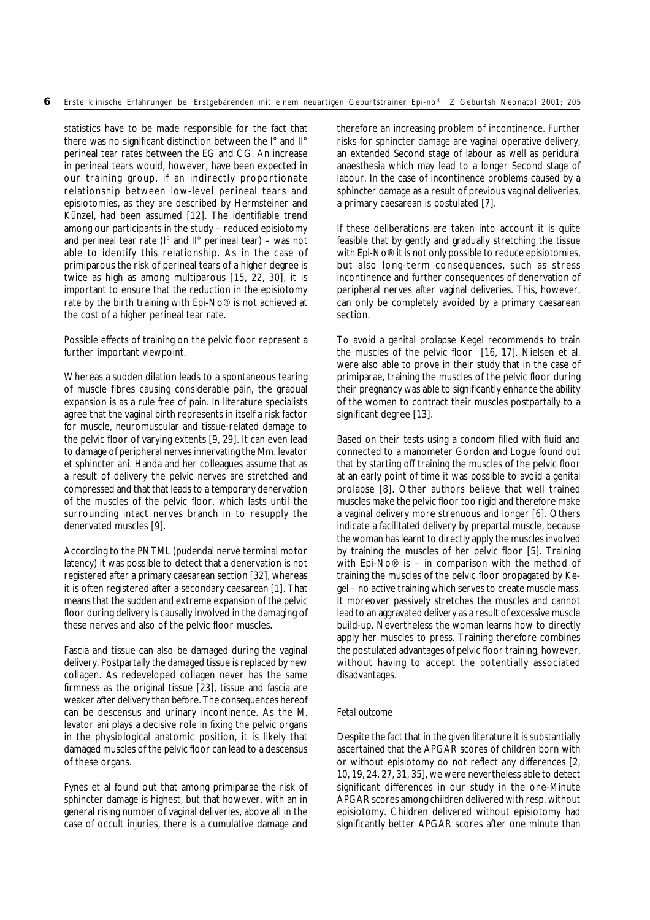statistics have to be made responsible for the fact that there was no significant distinction between the I° and II° perineal tear rates between the EG and CG. An increase in perineal tears would, however, have been expected in our training group, if an indirectly proportionate relationship between low-level perineal tears and episiotomies, as they are described by Hermsteiner and Künzel, had been assumed [12]. The identifiable trend among our participants in the study – reduced episiotomy and perineal tear rate (I° and II° perineal tear) – was not able to identify this relationship. As in the case of primiparous the risk of perineal tears of a higher degree is twice as high as among multiparous [15, 22, 30], it is important to ensure that the reduction in the episiotomy rate by the birth training with Epi-No® is not achieved at the cost of a higher perineal tear rate.

Possible effects of training on the pelvic floor represent a further important viewpoint.

Whereas a sudden dilation leads to a spontaneous tearing of muscle fibres causing considerable pain, the gradual expansion is as a rule free of pain. In literature specialists agree that the vaginal birth represents in itself a risk factor for muscle, neuromuscular and tissue-related damage to the pelvic floor of varying extents [9, 29]. It can even lead to damage of peripheral nerves innervating the Mm. levator et sphincter ani. Handa and her colleagues assume that as a result of delivery the pelvic nerves are stretched and compressed and that that leads to a temporary denervation of the muscles of the pelvic floor, which lasts until the surrounding intact nerves branch in to resupply the denervated muscles [9].

According to the PNTML (pudendal nerve terminal motor latency) it was possible to detect that a denervation is not registered after a primary caesarean section [32], whereas it is often registered after a secondary caesarean [1]. That means that the sudden and extreme expansion of the pelvic floor during delivery is causally involved in the damaging of these nerves and also of the pelvic floor muscles.

Fascia and tissue can also be damaged during the vaginal delivery. Postpartally the damaged tissue is replaced by new collagen. As redeveloped collagen never has the same firmness as the original tissue [23], tissue and fascia are weaker after delivery than before. The consequences hereof can be descensus and urinary incontinence. As the M. levator ani plays a decisive role in fixing the pelvic organs in the physiological anatomic position, it is likely that damaged muscles of the pelvic floor can lead to a descensus of these organs.

Fynes et al found out that among primiparae the risk of sphincter damage is highest, but that however, with an in general rising number of vaginal deliveries, above all in the case of occult injuries, there is a cumulative damage and therefore an increasing problem of incontinence. Further risks for sphincter damage are vaginal operative delivery, an extended Second stage of labour as well as peridural anaesthesia which may lead to a longer Second stage of labour. In the case of incontinence problems caused by a sphincter damage as a result of previous vaginal deliveries, a primary caesarean is postulated [7].

If these deliberations are taken into account it is quite feasible that by gently and gradually stretching the tissue with Epi-No® it is not only possible to reduce episiotomies, but also long-term consequences, such as stress incontinence and further consequences of denervation of peripheral nerves after vaginal deliveries. This, however, can only be completely avoided by a primary caesarean section.

To avoid a genital prolapse Kegel recommends to train the muscles of the pelvic floor [16, 17]. Nielsen et al. were also able to prove in their study that in the case of primiparae, training the muscles of the pelvic floor during their pregnancy was able to significantly enhance the ability of the women to contract their muscles postpartally to a significant degree [13].

Based on their tests using a condom filled with fluid and connected to a manometer Gordon and Logue found out that by starting off training the muscles of the pelvic floor at an early point of time it was possible to avoid a genital prolapse [8]. Other authors believe that well trained muscles make the pelvic floor too rigid and therefore make a vaginal delivery more strenuous and longer [6]. Others indicate a facilitated delivery by prepartal muscle, because the woman has learnt to directly apply the muscles involved by training the muscles of her pelvic floor [5]. Training with Epi-No® is – in comparison with the method of training the muscles of the pelvic floor propagated by Kegel – no active training which serves to create muscle mass. It moreover passively stretches the muscles and cannot lead to an aggravated delivery as a result of excessive muscle build-up. Nevertheless the woman learns how to directly apply her muscles to press. Training therefore combines the postulated advantages of pelvic floor training, however, without having to accept the potentially associated disadvantages.

### Fetal outcome

Despite the fact that in the given literature it is substantially ascertained that the APGAR scores of children born with or without episiotomy do not reflect any differences [2, 10, 19, 24, 27, 31, 35], we were nevertheless able to detect significant differences in our study in the one-Minute APGAR scores among children delivered with resp. without episiotomy. Children delivered without episiotomy had significantly better APGAR scores after one minute than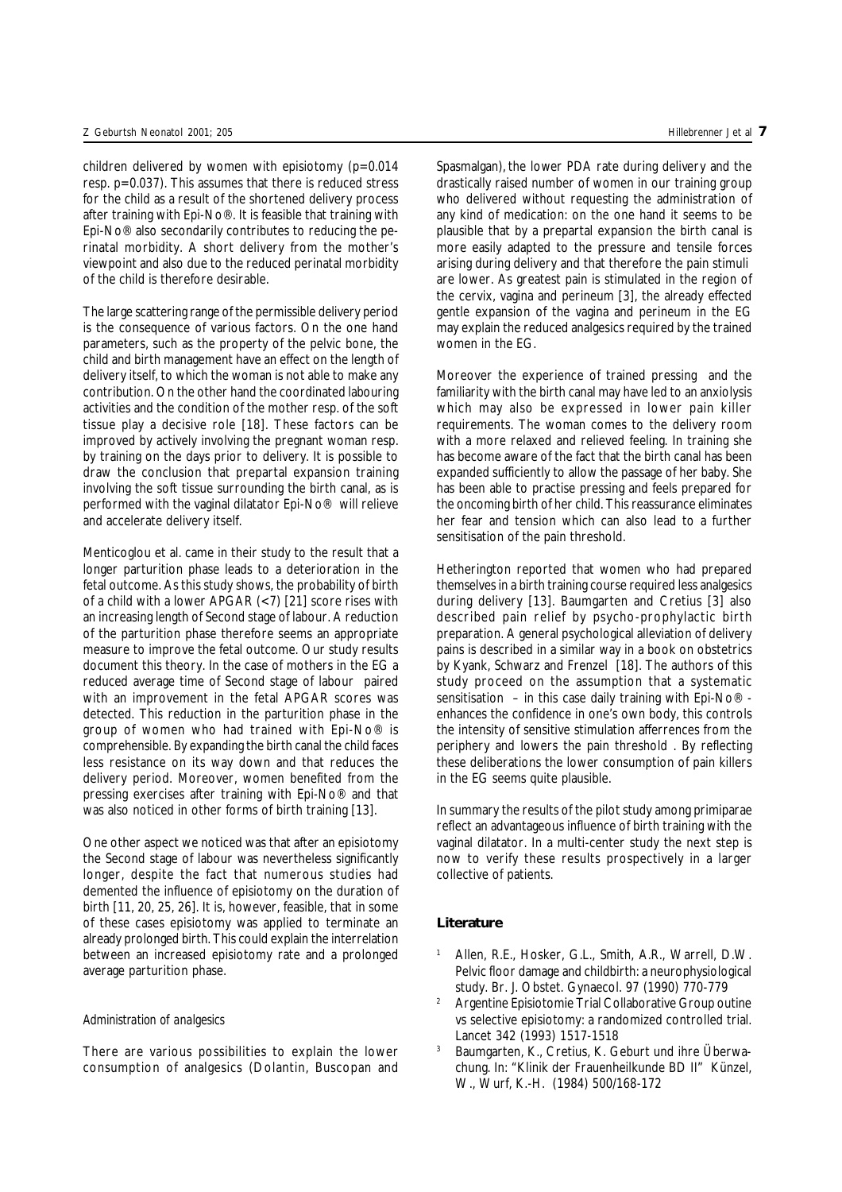children delivered by women with episiotomy ($p=0.014$ resp. $p=0.037$). This assumes that there is reduced stress for the child as a result of the shortened delivery process after training with Epi-No®. It is feasible that training with Epi-No® also secondarily contributes to reducing the perinatal morbidity. A short delivery from the mother's viewpoint and also due to the reduced perinatal morbidity of the child is therefore desirable.

The large scattering range of the permissible delivery period is the consequence of various factors. On the one hand parameters, such as the property of the pelvic bone, the child and birth management have an effect on the length of delivery itself, to which the woman is not able to make any contribution. On the other hand the coordinated labouring activities and the condition of the mother resp. of the soft tissue play a decisive role [18]. These factors can be improved by actively involving the pregnant woman resp. by training on the days prior to delivery. It is possible to draw the conclusion that prepartal expansion training involving the soft tissue surrounding the birth canal, as is performed with the vaginal dilatator Epi-No® will relieve and accelerate delivery itself.

Menticoglou et al. came in their study to the result that a longer parturition phase leads to a deterioration in the fetal outcome. As this study shows, the probability of birth of a child with a lower APGAR (<7) [21] score rises with an increasing length of Second stage of labour. A reduction of the parturition phase therefore seems an appropriate measure to improve the fetal outcome. Our study results document this theory. In the case of mothers in the EG a reduced average time of Second stage of labour paired with an improvement in the fetal APGAR scores was detected. This reduction in the parturition phase in the group of women who had trained with Epi-No® is comprehensible. By expanding the birth canal the child faces less resistance on its way down and that reduces the delivery period. Moreover, women benefited from the pressing exercises after training with Epi-No® and that was also noticed in other forms of birth training [13].

One other aspect we noticed was that after an episiotomy the Second stage of labour was nevertheless significantly longer, despite the fact that numerous studies had demented the influence of episiotomy on the duration of birth [11, 20, 25, 26]. It is, however, feasible, that in some of these cases episiotomy was applied to terminate an already prolonged birth. This could explain the interrelation between an increased episiotomy rate and a prolonged average parturition phase.

*Administration of analgesics*

There are various possibilities to explain the lower consumption of analgesics (Dolantin, Buscopan and Spasmalgan), the lower PDA rate during delivery and the drastically raised number of women in our training group who delivered without requesting the administration of any kind of medication: on the one hand it seems to be plausible that by a prepartal expansion the birth canal is more easily adapted to the pressure and tensile forces arising during delivery and that therefore the pain stimuli are lower. As greatest pain is stimulated in the region of the cervix, vagina and perineum [3], the already effected gentle expansion of the vagina and perineum in the EG may explain the reduced analgesics required by the trained women in the EG.

Moreover the experience of trained pressing and the familiarity with the birth canal may have led to an anxiolysis which may also be expressed in lower pain killer requirements. The woman comes to the delivery room with a more relaxed and relieved feeling. In training she has become aware of the fact that the birth canal has been expanded sufficiently to allow the passage of her baby. She has been able to practise pressing and feels prepared for the oncoming birth of her child. This reassurance eliminates her fear and tension which can also lead to a further sensitisation of the pain threshold.

Hetherington reported that women who had prepared themselves in a birth training course required less analgesics during delivery [13]. Baumgarten and Cretius [3] also described pain relief by psycho-prophylactic birth preparation. A general psychological alleviation of delivery pains is described in a similar way in a book on obstetrics by Kyank, Schwarz and Frenzel [18]. The authors of this study proceed on the assumption that a systematic sensitisation – in this case daily training with Epi-No® - enhances the confidence in one's own body, this controls the intensity of sensitive stimulation afferrences from the periphery and lowers the pain threshold . By reflecting these deliberations the lower consumption of pain killers in the EG seems quite plausible.

In summary the results of the pilot study among primiparae reflect an advantageous influence of birth training with the vaginal dilatator. In a multi-center study the next step is now to verify these results prospectively in a larger collective of patients.

## Literature

1. Allen, R.E., Hosker, G.L., Smith, A.R., Warrell, D.W. Pelvic floor damage and childbirth: a neurophysiological study. Br. J. Obstet. Gynaecol. 97 (1990) 770-779
2. Argentine Episiotomie Trial Collaborative Group outine vs selective episiotomy: a randomized controlled trial. Lancet 342 (1993) 1517-1518
3. Baumgarten, K., Cretius, K. Geburt und ihre Überwachung. In: "Klinik der Frauenheilkunde BD II" Künzel, W., Wurf, K.-H. (1984) 500/168-172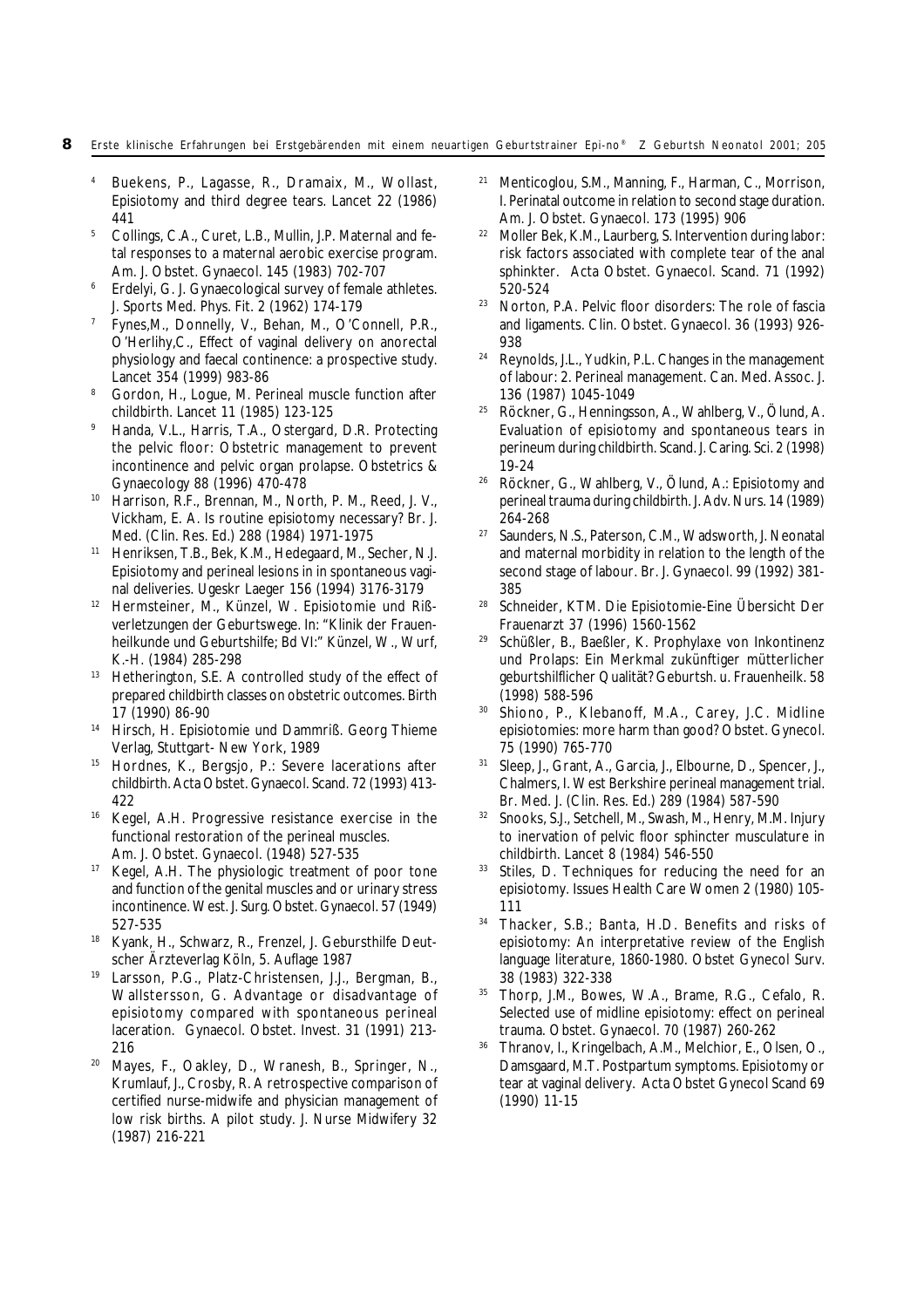4. Buekens, P., Lagasse, R., Dramaix, M., Wollast, Episiotomy and third degree tears. Lancet 22 (1986) 441
5. Collings, C.A., Curet, L.B., Mullin, J.P. Maternal and fetal responses to a maternal aerobic exercise program. Am. J. Obstet. Gynaecol. 145 (1983) 702-707
6. Erdelyi, G. J. Gynaecological survey of female athletes. J. Sports Med. Phys. Fit. 2 (1962) 174-179
7. Fynes,M., Donnelly, V., Behan, M., O'Connell, P.R., O'Herlihy,C., Effect of vaginal delivery on anorectal physiology and faecal continence: a prospective study. Lancet 354 (1999) 983-86
8. Gordon, H., Logue, M. Perineal muscle function after childbirth. Lancet 11 (1985) 123-125
9. Handa, V.L., Harris, T.A., Ostergard, D.R. Protecting the pelvic floor: Obstetric management to prevent incontinence and pelvic organ prolapse. Obstetrics & Gynaecology 88 (1996) 470-478
10. Harrison, R.F., Brennan, M., North, P. M., Reed, J. V., Vickham, E. A. Is routine episiotomy necessary? Br. J. Med. (Clin. Res. Ed.) 288 (1984) 1971-1975
11. Henriksen, T.B., Bek, K.M., Hedegaard, M., Secher, N.J. Episiotomy and perineal lesions in in spontaneous vaginal deliveries. Ugeskr Laeger 156 (1994) 3176-3179
12. Hermsteiner, M., Künzel, W. Episiotomie und Rißverletzungen der Geburtswege. In: "Klinik der Frauenheilkunde und Geburtshilfe; Bd VI:" Künzel, W., Wurf, K.-H. (1984) 285-298
13. Hetherington, S.E. A controlled study of the effect of prepared childbirth classes on obstetric outcomes. Birth 17 (1990) 86-90
14. Hirsch, H. Episiotomie und Dammriß. Georg Thieme Verlag, Stuttgart- New York, 1989
15. Hordnes, K., Bergsjo, P.: Severe lacerations after childbirth. Acta Obstet. Gynaecol. Scand. 72 (1993) 413-422
16. Kegel, A.H. Progressive resistance exercise in the functional restoration of the perineal muscles. Am. J. Obstet. Gynaecol. (1948) 527-535
17. Kegel, A.H. The physiologic treatment of poor tone and function of the genital muscles and or urinary stress incontinence. West. J. Surg. Obstet. Gynaecol. 57 (1949) 527-535
18. Kyank, H., Schwarz, R., Frenzel, J. Gebursthilfe Deutscher Ärzteverlag Köln, 5. Auflage 1987
19. Larsson, P.G., Platz-Christensen, J.J., Bergman, B., Wallstersson, G. Advantage or disadvantage of episiotomy compared with spontaneous perineal laceration. Gynaecol. Obstet. Invest. 31 (1991) 213-216
20. Mayes, F., Oakley, D., Wranesh, B., Springer, N., Krumlauf, J., Crosby, R. A retrospective comparison of certified nurse-midwife and physician management of low risk births. A pilot study. J. Nurse Midwifery 32 (1987) 216-221
21. Menticoglou, S.M., Manning, F., Harman, C., Morrison, I. Perinatal outcome in relation to second stage duration. Am. J. Obstet. Gynaecol. 173 (1995) 906
22. Moller Bek, K.M., Laurberg, S. Intervention during labor: risk factors associated with complete tear of the anal sphinkter. Acta Obstet. Gynaecol. Scand. 71 (1992) 520-524
23. Norton, P.A. Pelvic floor disorders: The role of fascia and ligaments. Clin. Obstet. Gynaecol. 36 (1993) 926-938
24. Reynolds, J.L., Yudkin, P.L. Changes in the management of labour: 2. Perineal management. Can. Med. Assoc. J. 136 (1987) 1045-1049
25. Röckner, G., Henningsson, A., Wahlberg, V., Ölund, A. Evaluation of episiotomy and spontaneous tears in perineum during childbirth. Scand. J. Caring. Sci. 2 (1998) 19-24
26. Röckner, G., Wahlberg, V., Ölund, A.: Episiotomy and perineal trauma during childbirth. J. Adv. Nurs. 14 (1989) 264-268
27. Saunders, N.S., Paterson, C.M., Wadsworth, J. Neonatal and maternal morbidity in relation to the length of the second stage of labour. Br. J. Gynaecol. 99 (1992) 381-385
28. Schneider, KTM. Die Episiotomie-Eine Übersicht Der Frauenarzt 37 (1996) 1560-1562
29. Schüßler, B., Baeßler, K. Prophylaxe von Inkontinenz und Prolaps: Ein Merkmal zukünftiger mütterlicher geburtshilflicher Qualität? Geburtsh. u. Frauenheilk. 58 (1998) 588-596
30. Shiono, P., Klebanoff, M.A., Carey, J.C. Midline episiotomies: more harm than good? Obstet. Gynecol. 75 (1990) 765-770
31. Sleep, J., Grant, A., Garcia, J., Elbourne, D., Spencer, J., Chalmers, I. West Berkshire perineal management trial. Br. Med. J. (Clin. Res. Ed.) 289 (1984) 587-590
32. Snooks, S.J., Setchell, M., Swash, M., Henry, M.M. Injury to inervation of pelvic floor sphincter musculature in childbirth. Lancet 8 (1984) 546-550
33. Stiles, D. Techniques for reducing the need for an episiotomy. Issues Health Care Women 2 (1980) 105-111
34. Thacker, S.B.; Banta, H.D. Benefits and risks of episiotomy: An interpretative review of the English language literature, 1860-1980. Obstet Gynecol Surv. 38 (1983) 322-338
35. Thorp, J.M., Bowes, W.A., Brame, R.G., Cefalo, R. Selected use of midline episiotomy: effect on perineal trauma. Obstet. Gynaecol. 70 (1987) 260-262
36. Thranov, I., Kringelbach, A.M., Melchior, E., Olsen, O., Damsgaard, M.T. Postpartum symptoms. Episiotomy or tear at vaginal delivery. Acta Obstet Gynecol Scand 69 (1990) 11-15